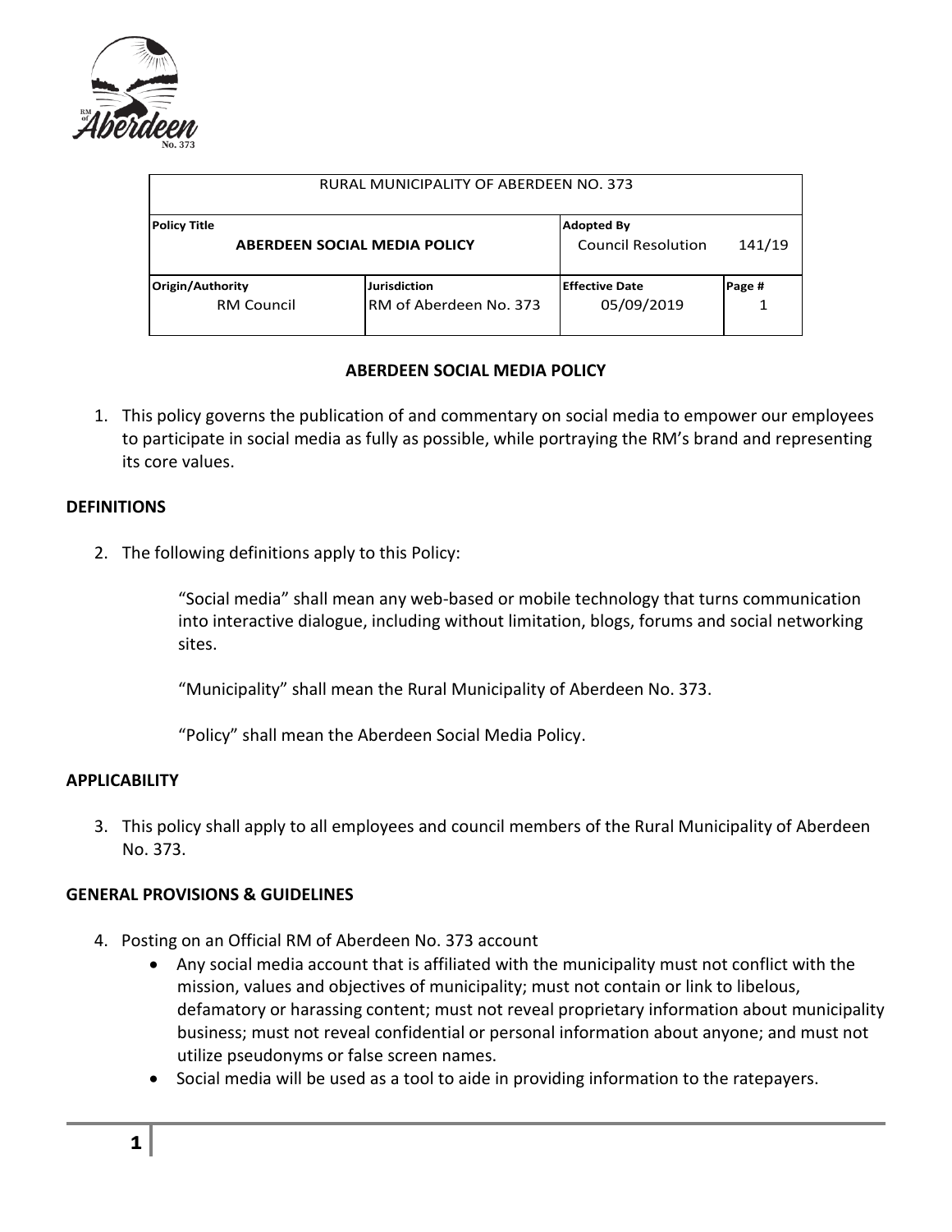| RURAL MUNICIPALITY OF ABERDEEN NO. 373 | | | |
|---|---|---|---|
| **Policy Title**<br>**ABERDEEN SOCIAL MEDIA POLICY** | | **Adopted By**<br>Council Resolution 141/19 | |
| **Origin/Authority**<br>RM Council | **Jurisdiction**<br>RM of Aberdeen No. 373 | **Effective Date**<br>05/09/2019 | **Page #**<br>1 |

## ABERDEEN SOCIAL MEDIA POLICY

1. This policy governs the publication of and commentary on social media to empower our employees to participate in social media as fully as possible, while portraying the RM's brand and representing its core values.

### DEFINITIONS

2. The following definitions apply to this Policy:

   "Social media" shall mean any web-based or mobile technology that turns communication into interactive dialogue, including without limitation, blogs, forums and social networking sites.

   "Municipality" shall mean the Rural Municipality of Aberdeen No. 373.

   "Policy" shall mean the Aberdeen Social Media Policy.

### APPLICABILITY

3. This policy shall apply to all employees and council members of the Rural Municipality of Aberdeen No. 373.

### GENERAL PROVISIONS & GUIDELINES

4. Posting on an Official RM of Aberdeen No. 373 account
   - Any social media account that is affiliated with the municipality must not conflict with the mission, values and objectives of municipality; must not contain or link to libelous, defamatory or harassing content; must not reveal proprietary information about municipality business; must not reveal confidential or personal information about anyone; and must not utilize pseudonyms or false screen names.
   - Social media will be used as a tool to aide in providing information to the ratepayers.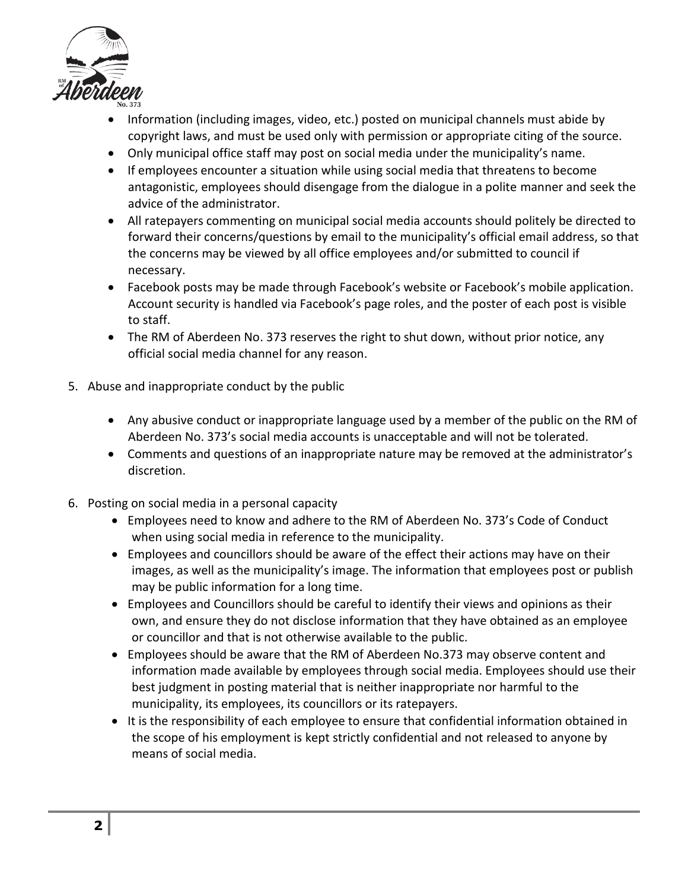- Information (including images, video, etc.) posted on municipal channels must abide by copyright laws, and must be used only with permission or appropriate citing of the source.
- Only municipal office staff may post on social media under the municipality's name.
- If employees encounter a situation while using social media that threatens to become antagonistic, employees should disengage from the dialogue in a polite manner and seek the advice of the administrator.
- All ratepayers commenting on municipal social media accounts should politely be directed to forward their concerns/questions by email to the municipality's official email address, so that the concerns may be viewed by all office employees and/or submitted to council if necessary.
- Facebook posts may be made through Facebook's website or Facebook's mobile application. Account security is handled via Facebook's page roles, and the poster of each post is visible to staff.
- The RM of Aberdeen No. 373 reserves the right to shut down, without prior notice, any official social media channel for any reason.

5. Abuse and inappropriate conduct by the public

   - Any abusive conduct or inappropriate language used by a member of the public on the RM of Aberdeen No. 373's social media accounts is unacceptable and will not be tolerated.
   - Comments and questions of an inappropriate nature may be removed at the administrator's discretion.

6. Posting on social media in a personal capacity
   - Employees need to know and adhere to the RM of Aberdeen No. 373's Code of Conduct when using social media in reference to the municipality.
   - Employees and councillors should be aware of the effect their actions may have on their images, as well as the municipality's image. The information that employees post or publish may be public information for a long time.
   - Employees and Councillors should be careful to identify their views and opinions as their own, and ensure they do not disclose information that they have obtained as an employee or councillor and that is not otherwise available to the public.
   - Employees should be aware that the RM of Aberdeen No.373 may observe content and information made available by employees through social media. Employees should use their best judgment in posting material that is neither inappropriate nor harmful to the municipality, its employees, its councillors or its ratepayers.
   - It is the responsibility of each employee to ensure that confidential information obtained in the scope of his employment is kept strictly confidential and not released to anyone by means of social media.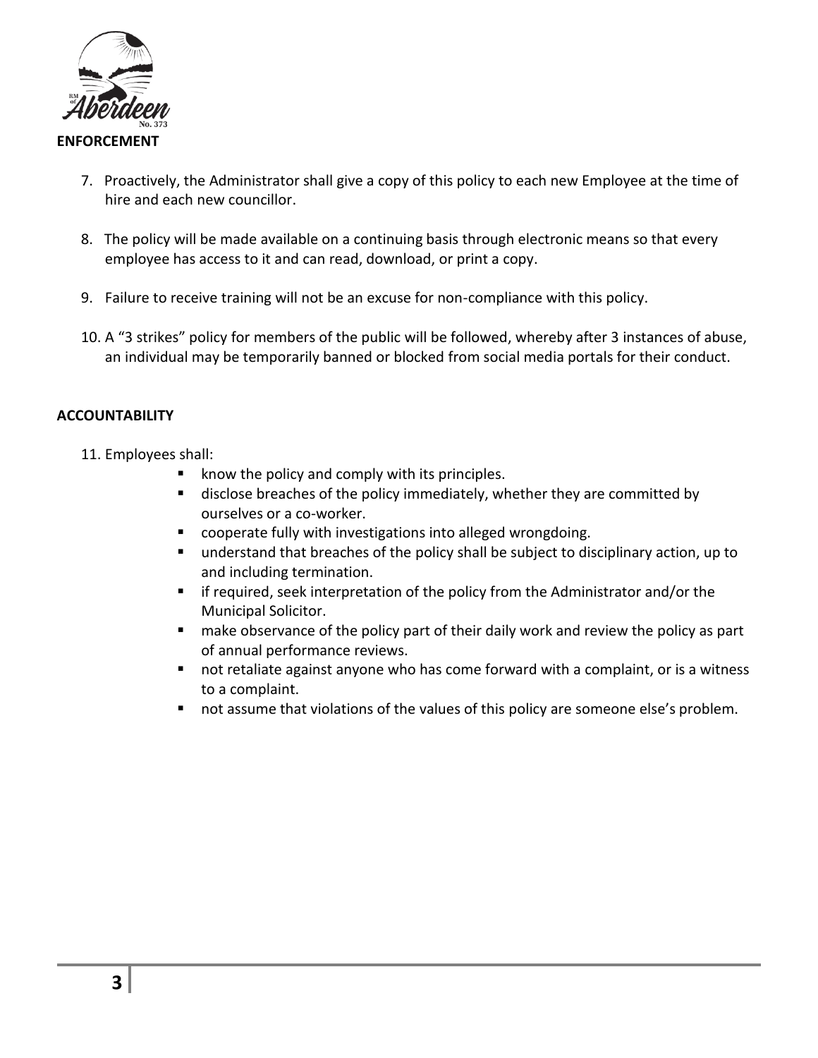## ENFORCEMENT

7. Proactively, the Administrator shall give a copy of this policy to each new Employee at the time of hire and each new councillor.

8. The policy will be made available on a continuing basis through electronic means so that every employee has access to it and can read, download, or print a copy.

9. Failure to receive training will not be an excuse for non-compliance with this policy.

10. A "3 strikes" policy for members of the public will be followed, whereby after 3 instances of abuse, an individual may be temporarily banned or blocked from social media portals for their conduct.

## ACCOUNTABILITY

11. Employees shall:
    - know the policy and comply with its principles.
    - disclose breaches of the policy immediately, whether they are committed by ourselves or a co-worker.
    - cooperate fully with investigations into alleged wrongdoing.
    - understand that breaches of the policy shall be subject to disciplinary action, up to and including termination.
    - if required, seek interpretation of the policy from the Administrator and/or the Municipal Solicitor.
    - make observance of the policy part of their daily work and review the policy as part of annual performance reviews.
    - not retaliate against anyone who has come forward with a complaint, or is a witness to a complaint.
    - not assume that violations of the values of this policy are someone else's problem.